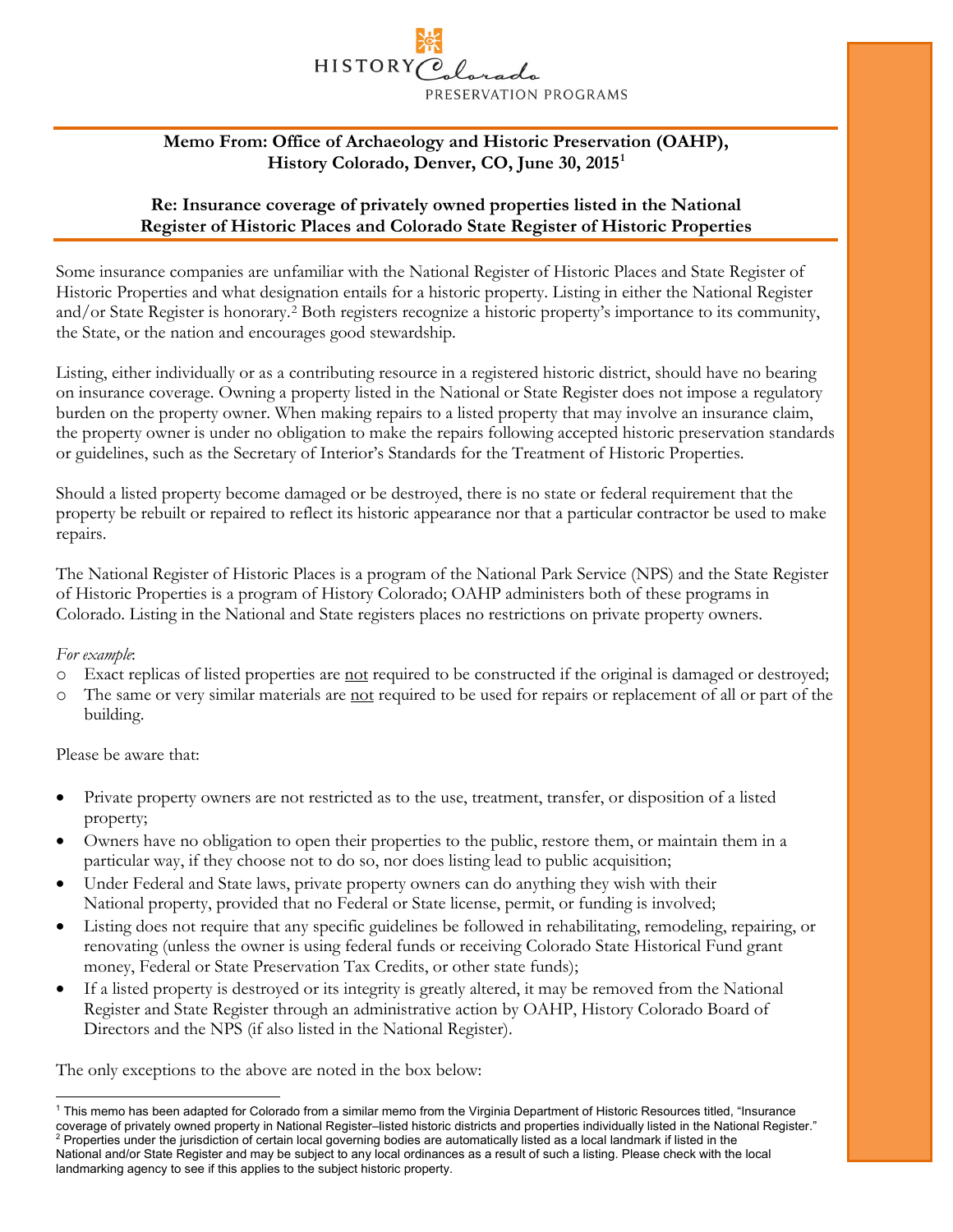HISTORY Colorado
PRESERVATION PROGRAMS

**Memo From: Office of Archaeology and Historic Preservation (OAHP), History Colorado, Denver, CO, June 30, 2015**[1]

**Re: Insurance coverage of privately owned properties listed in the National Register of Historic Places and Colorado State Register of Historic Properties**

Some insurance companies are unfamiliar with the National Register of Historic Places and State Register of Historic Properties and what designation entails for a historic property. Listing in either the National Register and/or State Register is honorary.[2] Both registers recognize a historic property's importance to its community, the State, or the nation and encourages good stewardship.

Listing, either individually or as a contributing resource in a registered historic district, should have no bearing on insurance coverage. Owning a property listed in the National or State Register does not impose a regulatory burden on the property owner. When making repairs to a listed property that may involve an insurance claim, the property owner is under no obligation to make the repairs following accepted historic preservation standards or guidelines, such as the Secretary of Interior's Standards for the Treatment of Historic Properties.

Should a listed property become damaged or be destroyed, there is no state or federal requirement that the property be rebuilt or repaired to reflect its historic appearance nor that a particular contractor be used to make repairs.

The National Register of Historic Places is a program of the National Park Service (NPS) and the State Register of Historic Properties is a program of History Colorado; OAHP administers both of these programs in Colorado. Listing in the National and State registers places no restrictions on private property owners.

*For example*:

- Exact replicas of listed properties are not required to be constructed if the original is damaged or destroyed;
- The same or very similar materials are not required to be used for repairs or replacement of all or part of the building.

Please be aware that:

- Private property owners are not restricted as to the use, treatment, transfer, or disposition of a listed property;
- Owners have no obligation to open their properties to the public, restore them, or maintain them in a particular way, if they choose not to do so, nor does listing lead to public acquisition;
- Under Federal and State laws, private property owners can do anything they wish with their National property, provided that no Federal or State license, permit, or funding is involved;
- Listing does not require that any specific guidelines be followed in rehabilitating, remodeling, repairing, or renovating (unless the owner is using federal funds or receiving Colorado State Historical Fund grant money, Federal or State Preservation Tax Credits, or other state funds);
- If a listed property is destroyed or its integrity is greatly altered, it may be removed from the National Register and State Register through an administrative action by OAHP, History Colorado Board of Directors and the NPS (if also listed in the National Register).

The only exceptions to the above are noted in the box below:

---

[1] This memo has been adapted for Colorado from a similar memo from the Virginia Department of Historic Resources titled, "Insurance coverage of privately owned property in National Register–listed historic districts and properties individually listed in the National Register."

[2] Properties under the jurisdiction of certain local governing bodies are automatically listed as a local landmark if listed in the National and/or State Register and may be subject to any local ordinances as a result of such a listing. Please check with the local landmarking agency to see if this applies to the subject historic property.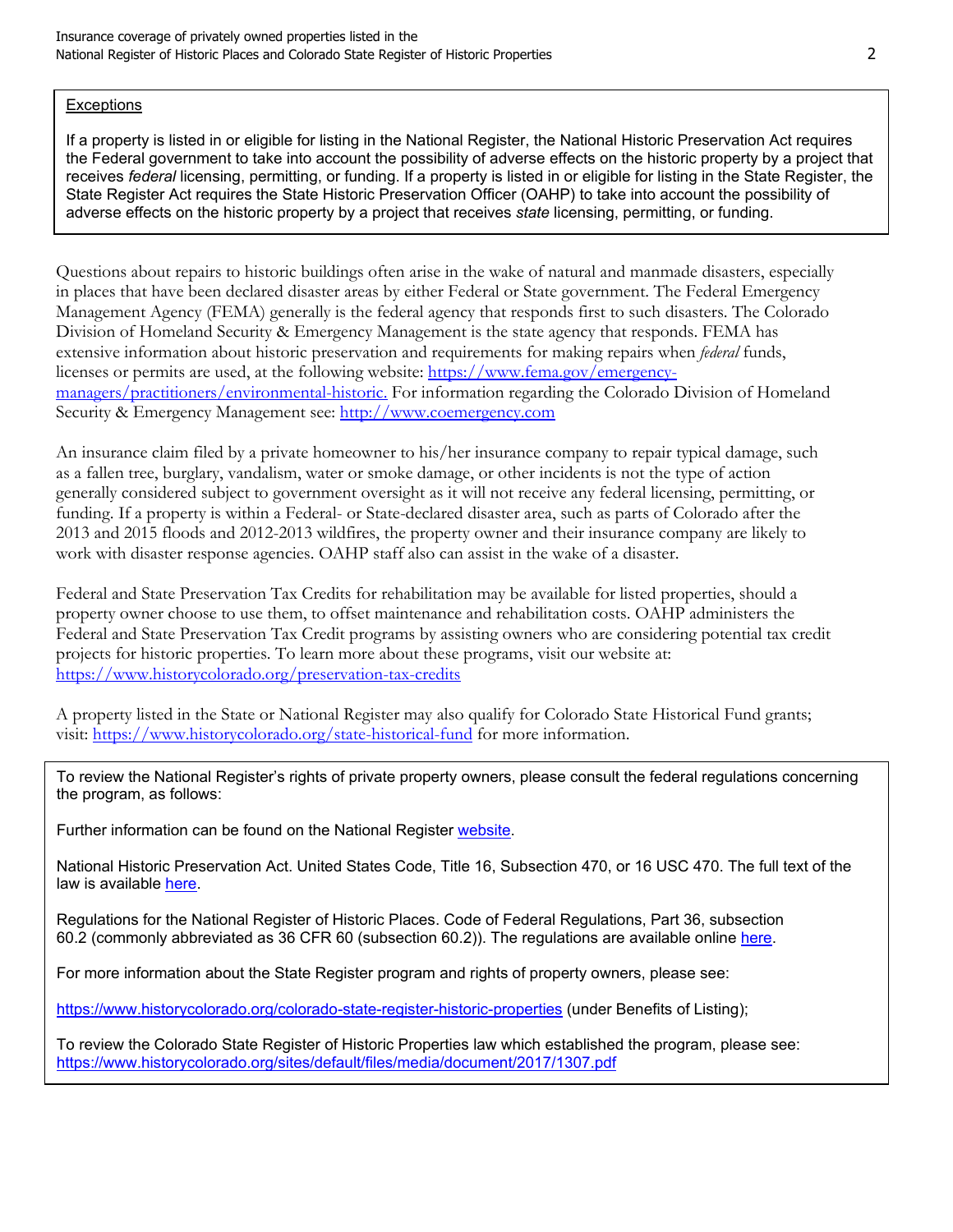Exceptions

If a property is listed in or eligible for listing in the National Register, the National Historic Preservation Act requires the Federal government to take into account the possibility of adverse effects on the historic property by a project that receives *federal* licensing, permitting, or funding. If a property is listed in or eligible for listing in the State Register, the State Register Act requires the State Historic Preservation Officer (OAHP) to take into account the possibility of adverse effects on the historic property by a project that receives *state* licensing, permitting, or funding.

Questions about repairs to historic buildings often arise in the wake of natural and manmade disasters, especially in places that have been declared disaster areas by either Federal or State government. The Federal Emergency Management Agency (FEMA) generally is the federal agency that responds first to such disasters. The Colorado Division of Homeland Security & Emergency Management is the state agency that responds. FEMA has extensive information about historic preservation and requirements for making repairs when *federal* funds, licenses or permits are used, at the following website: https://www.fema.gov/emergency-managers/practitioners/environmental-historic. For information regarding the Colorado Division of Homeland Security & Emergency Management see: http://www.coemergency.com

An insurance claim filed by a private homeowner to his/her insurance company to repair typical damage, such as a fallen tree, burglary, vandalism, water or smoke damage, or other incidents is not the type of action generally considered subject to government oversight as it will not receive any federal licensing, permitting, or funding. If a property is within a Federal- or State-declared disaster area, such as parts of Colorado after the 2013 and 2015 floods and 2012-2013 wildfires, the property owner and their insurance company are likely to work with disaster response agencies. OAHP staff also can assist in the wake of a disaster.

Federal and State Preservation Tax Credits for rehabilitation may be available for listed properties, should a property owner choose to use them, to offset maintenance and rehabilitation costs. OAHP administers the Federal and State Preservation Tax Credit programs by assisting owners who are considering potential tax credit projects for historic properties. To learn more about these programs, visit our website at: https://www.historycolorado.org/preservation-tax-credits

A property listed in the State or National Register may also qualify for Colorado State Historical Fund grants; visit: https://www.historycolorado.org/state-historical-fund for more information.

To review the National Register's rights of private property owners, please consult the federal regulations concerning the program, as follows:

Further information can be found on the National Register website.

National Historic Preservation Act. United States Code, Title 16, Subsection 470, or 16 USC 470. The full text of the law is available here.

Regulations for the National Register of Historic Places. Code of Federal Regulations, Part 36, subsection 60.2 (commonly abbreviated as 36 CFR 60 (subsection 60.2)). The regulations are available online here.

For more information about the State Register program and rights of property owners, please see:

https://www.historycolorado.org/colorado-state-register-historic-properties (under Benefits of Listing);

To review the Colorado State Register of Historic Properties law which established the program, please see: https://www.historycolorado.org/sites/default/files/media/document/2017/1307.pdf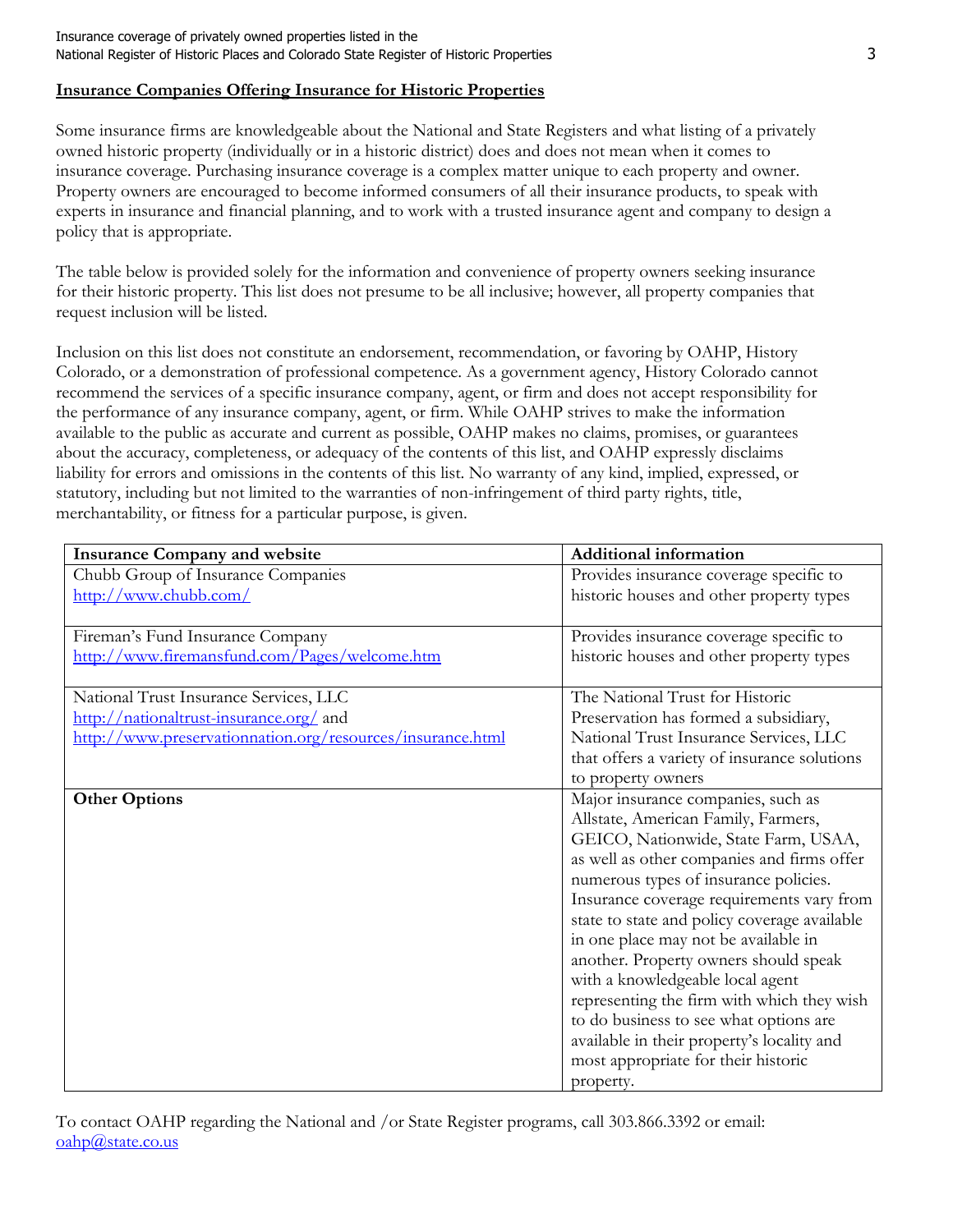## Insurance Companies Offering Insurance for Historic Properties

Some insurance firms are knowledgeable about the National and State Registers and what listing of a privately owned historic property (individually or in a historic district) does and does not mean when it comes to insurance coverage. Purchasing insurance coverage is a complex matter unique to each property and owner. Property owners are encouraged to become informed consumers of all their insurance products, to speak with experts in insurance and financial planning, and to work with a trusted insurance agent and company to design a policy that is appropriate.

The table below is provided solely for the information and convenience of property owners seeking insurance for their historic property. This list does not presume to be all inclusive; however, all property companies that request inclusion will be listed.

Inclusion on this list does not constitute an endorsement, recommendation, or favoring by OAHP, History Colorado, or a demonstration of professional competence. As a government agency, History Colorado cannot recommend the services of a specific insurance company, agent, or firm and does not accept responsibility for the performance of any insurance company, agent, or firm. While OAHP strives to make the information available to the public as accurate and current as possible, OAHP makes no claims, promises, or guarantees about the accuracy, completeness, or adequacy of the contents of this list, and OAHP expressly disclaims liability for errors and omissions in the contents of this list. No warranty of any kind, implied, expressed, or statutory, including but not limited to the warranties of non-infringement of third party rights, title, merchantability, or fitness for a particular purpose, is given.

| **Insurance Company and website** | **Additional information** |
|---|---|
| Chubb Group of Insurance Companies<br>http://www.chubb.com/ | Provides insurance coverage specific to historic houses and other property types |
| Fireman's Fund Insurance Company<br>http://www.firemansfund.com/Pages/welcome.htm | Provides insurance coverage specific to historic houses and other property types |
| National Trust Insurance Services, LLC<br>http://nationaltrust-insurance.org/ and<br>http://www.preservationnation.org/resources/insurance.html | The National Trust for Historic Preservation has formed a subsidiary, National Trust Insurance Services, LLC that offers a variety of insurance solutions to property owners |
| **Other Options** | Major insurance companies, such as Allstate, American Family, Farmers, GEICO, Nationwide, State Farm, USAA, as well as other companies and firms offer numerous types of insurance policies. Insurance coverage requirements vary from state to state and policy coverage available in one place may not be available in another. Property owners should speak with a knowledgeable local agent representing the firm with which they wish to do business to see what options are available in their property's locality and most appropriate for their historic property. |

To contact OAHP regarding the National and /or State Register programs, call 303.866.3392 or email: oahp@state.co.us